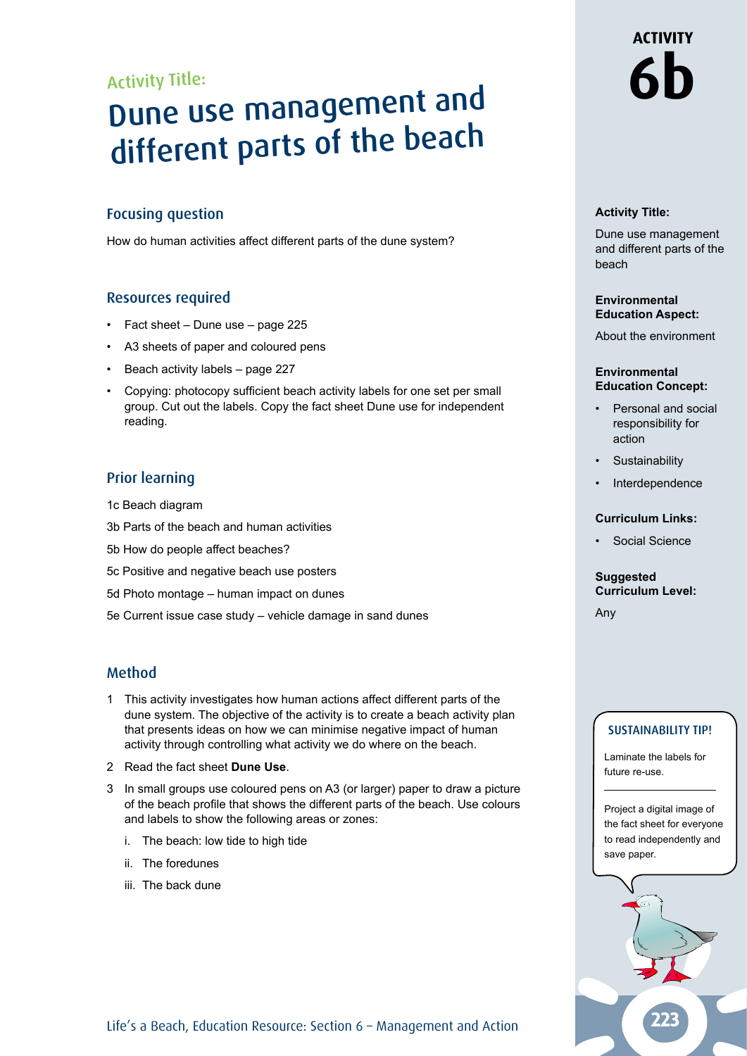Activity Title:

# Dune use management and different parts of the beach

## Focusing question

How do human activities affect different parts of the dune system?

## Resources required

- Fact sheet – Dune use – page 225
- A3 sheets of paper and coloured pens
- Beach activity labels – page 227
- Copying: photocopy sufficient beach activity labels for one set per small group. Cut out the labels. Copy the fact sheet Dune use for independent reading.

## Prior learning

1c Beach diagram

3b Parts of the beach and human activities

5b How do people affect beaches?

5c Positive and negative beach use posters

5d Photo montage – human impact on dunes

5e Current issue case study – vehicle damage in sand dunes

## Method

1. This activity investigates how human actions affect different parts of the dune system. The objective of the activity is to create a beach activity plan that presents ideas on how we can minimise negative impact of human activity through controlling what activity we do where on the beach.
2. Read the fact sheet **Dune Use**.
3. In small groups use coloured pens on A3 (or larger) paper to draw a picture of the beach profile that shows the different parts of the beach. Use colours and labels to show the following areas or zones:
   i. The beach: low tide to high tide
   ii. The foredunes
   iii. The back dune

**ACTIVITY 6b**

**Activity Title:**

Dune use management and different parts of the beach

**Environmental Education Aspect:**

About the environment

**Environmental Education Concept:**

- Personal and social responsibility for action
- Sustainability
- Interdependence

**Curriculum Links:**

- Social Science

**Suggested Curriculum Level:**

Any

**SUSTAINABILITY TIP!**

Laminate the labels for future re-use.

Project a digital image of the fact sheet for everyone to read independently and save paper.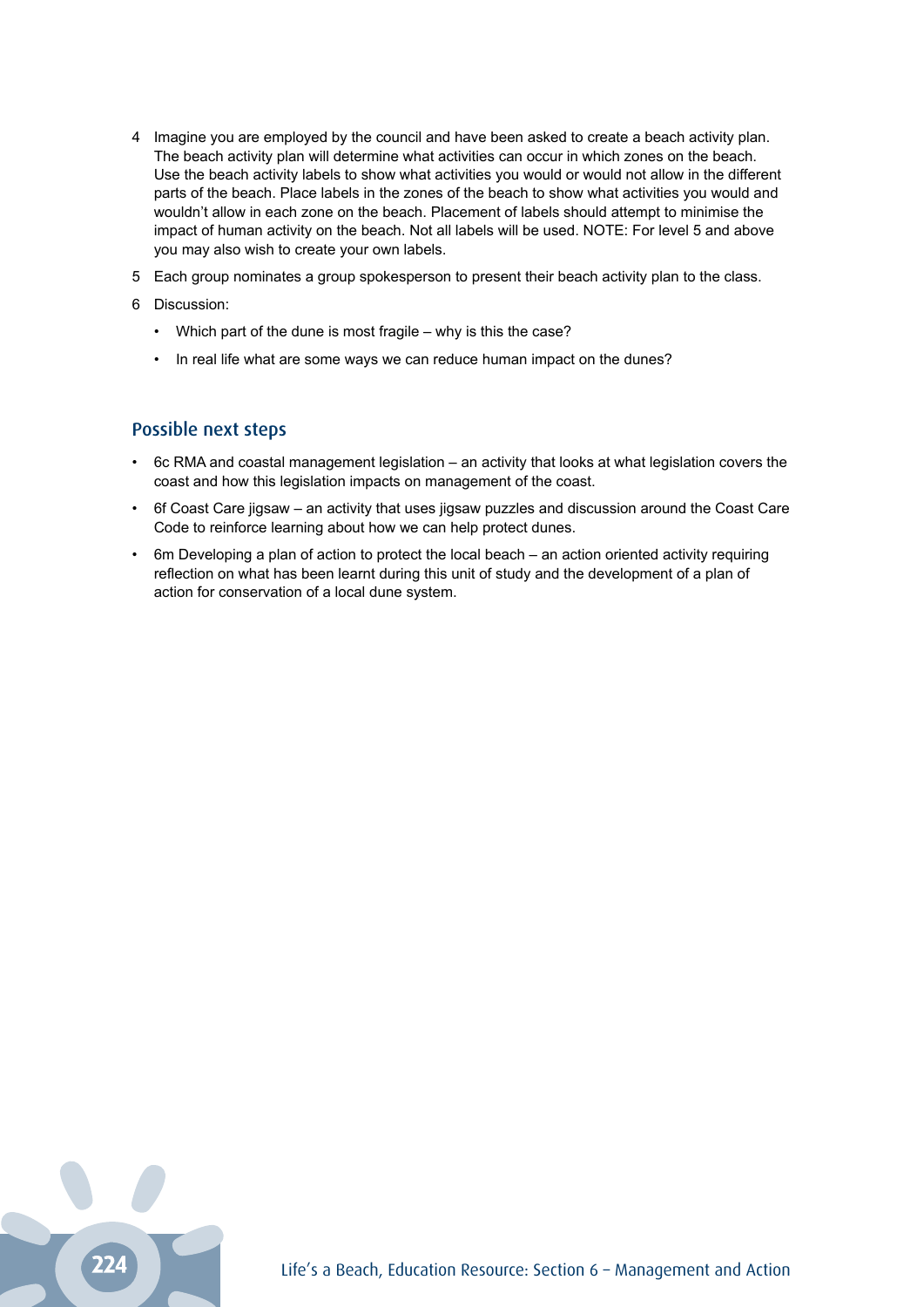4. Imagine you are employed by the council and have been asked to create a beach activity plan. The beach activity plan will determine what activities can occur in which zones on the beach. Use the beach activity labels to show what activities you would or would not allow in the different parts of the beach. Place labels in the zones of the beach to show what activities you would and wouldn't allow in each zone on the beach. Placement of labels should attempt to minimise the impact of human activity on the beach. Not all labels will be used. NOTE: For level 5 and above you may also wish to create your own labels.
5. Each group nominates a group spokesperson to present their beach activity plan to the class.
6. Discussion:
   - Which part of the dune is most fragile – why is this the case?
   - In real life what are some ways we can reduce human impact on the dunes?

## Possible next steps

- 6c RMA and coastal management legislation – an activity that looks at what legislation covers the coast and how this legislation impacts on management of the coast.
- 6f Coast Care jigsaw – an activity that uses jigsaw puzzles and discussion around the Coast Care Code to reinforce learning about how we can help protect dunes.
- 6m Developing a plan of action to protect the local beach – an action oriented activity requiring reflection on what has been learnt during this unit of study and the development of a plan of action for conservation of a local dune system.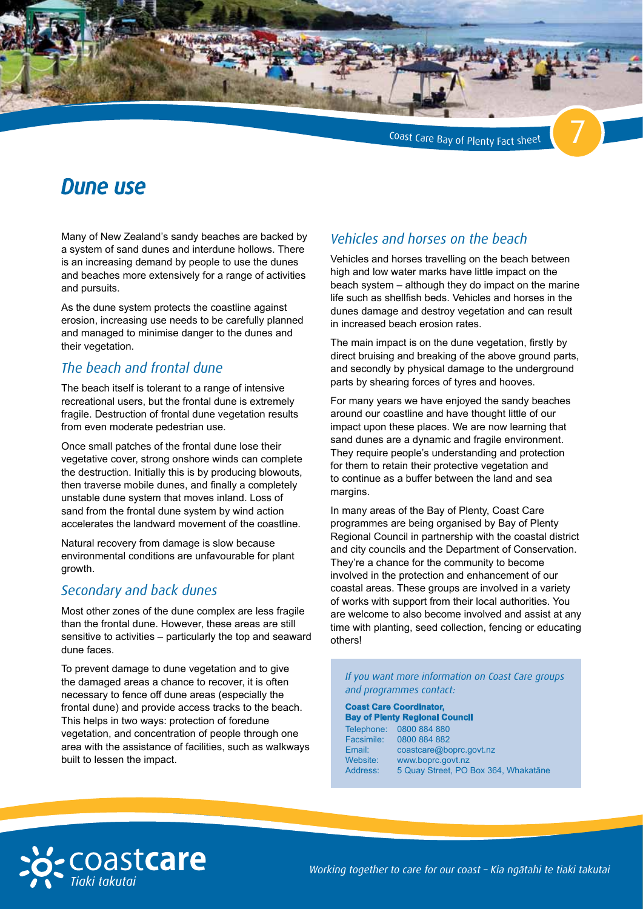# Dune use

Many of New Zealand's sandy beaches are backed by a system of sand dunes and interdune hollows. There is an increasing demand by people to use the dunes and beaches more extensively for a range of activities and pursuits.

As the dune system protects the coastline against erosion, increasing use needs to be carefully planned and managed to minimise danger to the dunes and their vegetation.

## The beach and frontal dune

The beach itself is tolerant to a range of intensive recreational users, but the frontal dune is extremely fragile. Destruction of frontal dune vegetation results from even moderate pedestrian use.

Once small patches of the frontal dune lose their vegetative cover, strong onshore winds can complete the destruction. Initially this is by producing blowouts, then traverse mobile dunes, and finally a completely unstable dune system that moves inland. Loss of sand from the frontal dune system by wind action accelerates the landward movement of the coastline.

Natural recovery from damage is slow because environmental conditions are unfavourable for plant growth.

## Secondary and back dunes

Most other zones of the dune complex are less fragile than the frontal dune. However, these areas are still sensitive to activities – particularly the top and seaward dune faces.

To prevent damage to dune vegetation and to give the damaged areas a chance to recover, it is often necessary to fence off dune areas (especially the frontal dune) and provide access tracks to the beach. This helps in two ways: protection of foredune vegetation, and concentration of people through one area with the assistance of facilities, such as walkways built to lessen the impact.

## Vehicles and horses on the beach

Vehicles and horses travelling on the beach between high and low water marks have little impact on the beach system – although they do impact on the marine life such as shellfish beds. Vehicles and horses in the dunes damage and destroy vegetation and can result in increased beach erosion rates.

The main impact is on the dune vegetation, firstly by direct bruising and breaking of the above ground parts, and secondly by physical damage to the underground parts by shearing forces of tyres and hooves.

For many years we have enjoyed the sandy beaches around our coastline and have thought little of our impact upon these places. We are now learning that sand dunes are a dynamic and fragile environment. They require people's understanding and protection for them to retain their protective vegetation and to continue as a buffer between the land and sea margins.

In many areas of the Bay of Plenty, Coast Care programmes are being organised by Bay of Plenty Regional Council in partnership with the coastal district and city councils and the Department of Conservation. They're a chance for the community to become involved in the protection and enhancement of our coastal areas. These groups are involved in a variety of works with support from their local authorities. You are welcome to also become involved and assist at any time with planting, seed collection, fencing or educating others!

*If you want more information on Coast Care groups and programmes contact:*

**Coast Care Coordinator,**
**Bay of Plenty Regional Council**

Telephone: 0800 884 880
Facsimile: 0800 884 882
Email: coastcare@boprc.govt.nz
Website: www.boprc.govt.nz
Address: 5 Quay Street, PO Box 364, Whakatāne

coastcare *Tiaki takutai*

*Working together to care for our coast – Kia ngātahi te tiaki takutai*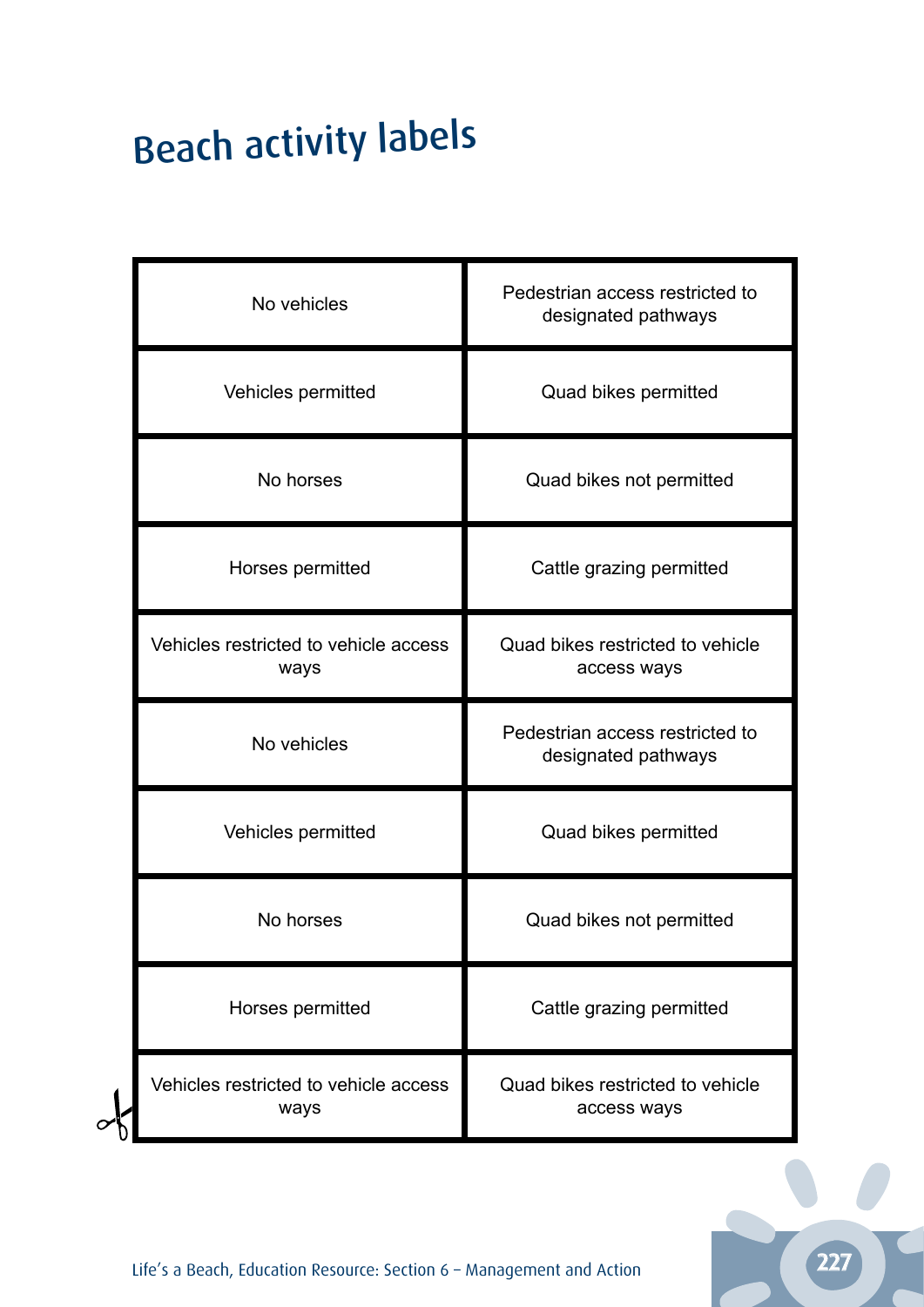# Beach activity labels

| | |
|---|---|
| No vehicles | Pedestrian access restricted to designated pathways |
| Vehicles permitted | Quad bikes permitted |
| No horses | Quad bikes not permitted |
| Horses permitted | Cattle grazing permitted |
| Vehicles restricted to vehicle access ways | Quad bikes restricted to vehicle access ways |
| No vehicles | Pedestrian access restricted to designated pathways |
| Vehicles permitted | Quad bikes permitted |
| No horses | Quad bikes not permitted |
| Horses permitted | Cattle grazing permitted |
| Vehicles restricted to vehicle access ways | Quad bikes restricted to vehicle access ways |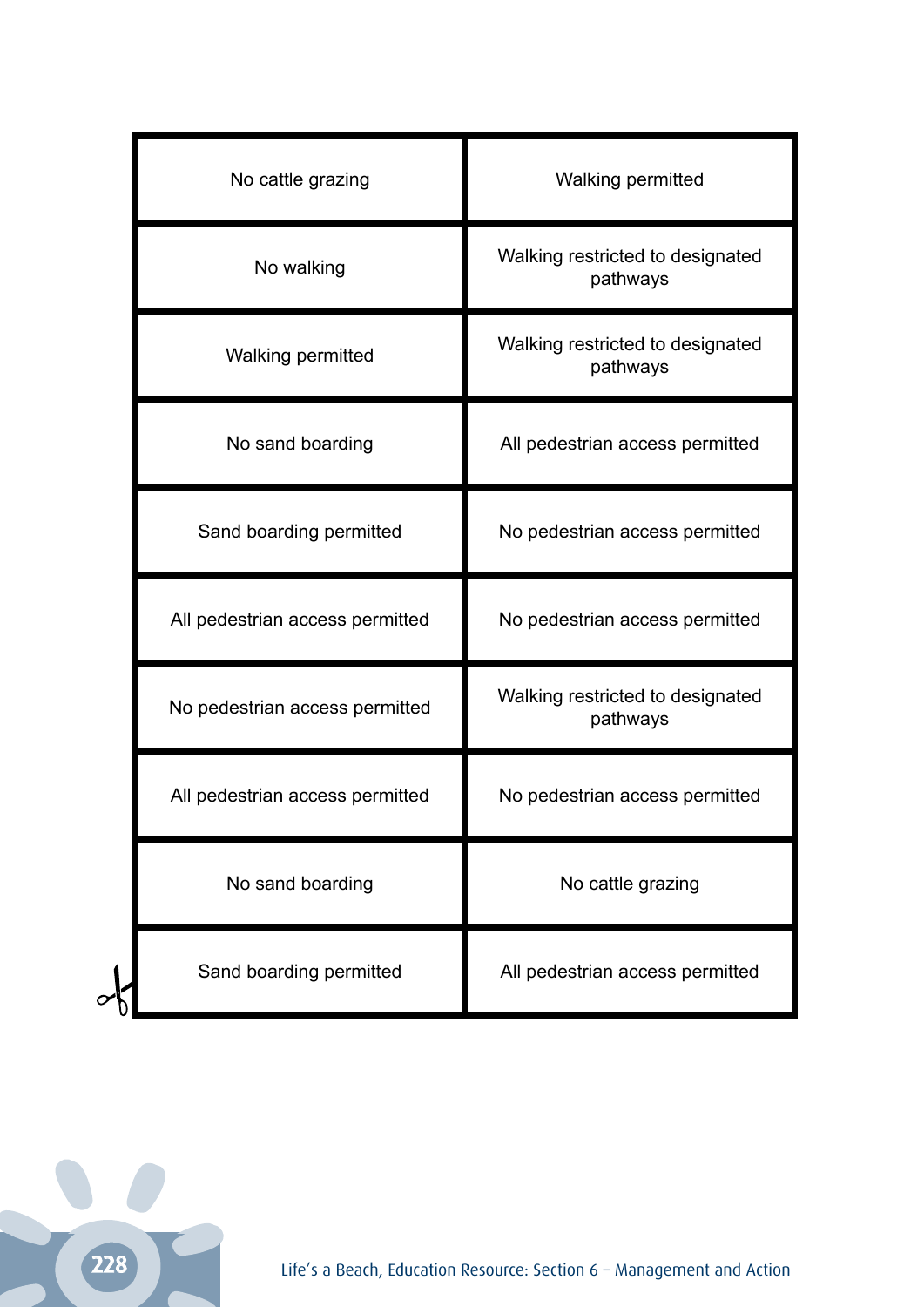| | |
|---|---|
| No cattle grazing | Walking permitted |
| No walking | Walking restricted to designated pathways |
| Walking permitted | Walking restricted to designated pathways |
| No sand boarding | All pedestrian access permitted |
| Sand boarding permitted | No pedestrian access permitted |
| All pedestrian access permitted | No pedestrian access permitted |
| No pedestrian access permitted | Walking restricted to designated pathways |
| All pedestrian access permitted | No pedestrian access permitted |
| No sand boarding | No cattle grazing |
| Sand boarding permitted | All pedestrian access permitted |